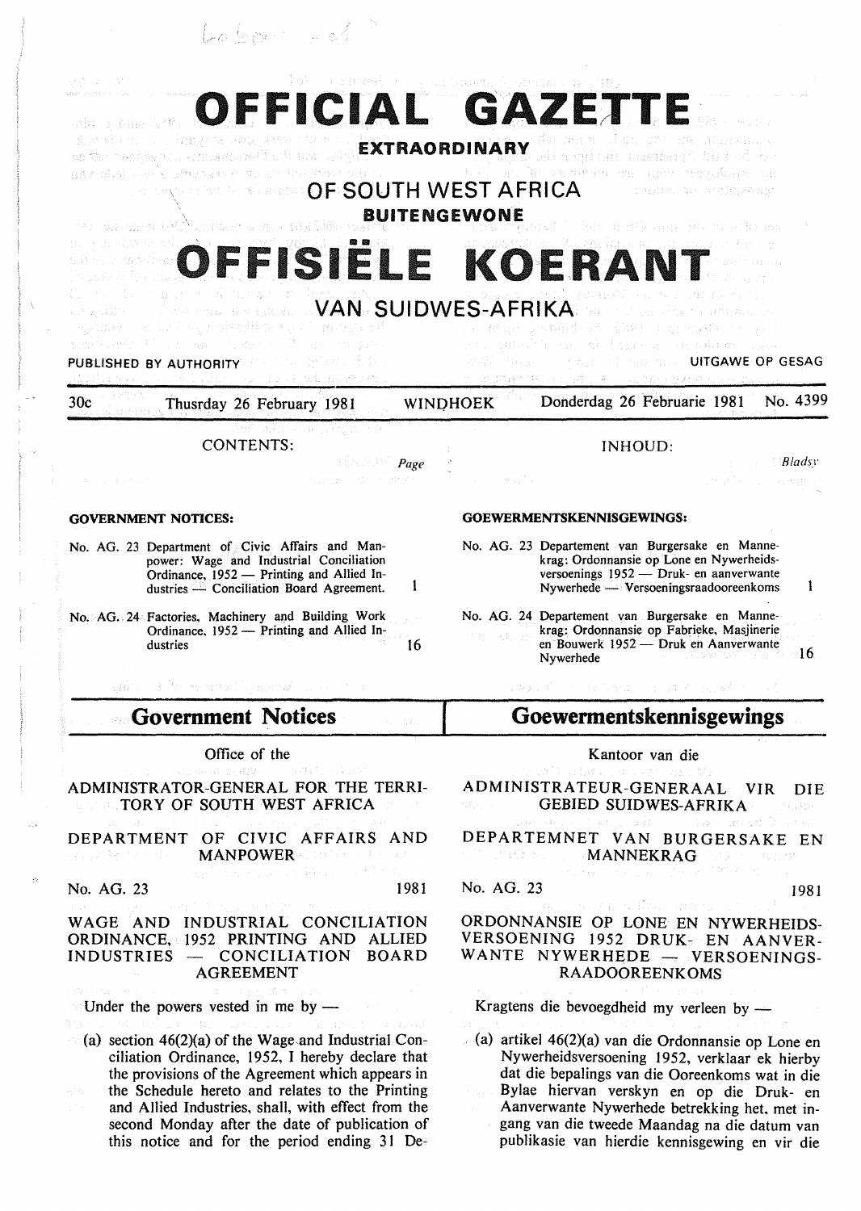# OFFICIAL GAZETTE

**EXTRAORDINARY**

## OF SOUTH WEST AFRICA

**BUITENGEWONE**

# OFFISIËLE KOERANT

## VAN SUIDWES-AFRIKA

PUBLISHED BY AUTHORITY — UITGAWE OP GESAG

30c — Thusrday 26 February 1981 — WINDHOEK — Donderdag 26 Februarie 1981 — No. 4399

CONTENTS:

| | Page |
|---|---|
| **GOVERNMENT NOTICES:** | |
| No. AG. 23 Department of Civic Affairs and Manpower: Wage and Industrial Conciliation Ordinance, 1952 — Printing and Allied Industries — Conciliation Board Agreement. | 1 |
| No. AG. 24 Factories, Machinery and Building Work Ordinance, 1952 — Printing and Allied Industries | 16 |

INHOUD:

| | Bladsy |
|---|---|
| **GOEWERMENTSKENNISGEWINGS:** | |
| No. AG. 23 Departement van Burgersake en Mannekrag: Ordonnansie op Lone en Nywerheidsversoenings 1952 — Druk- en aanverwante Nywerhede — Versoeningsraadooreenkoms | 1 |
| No. AG. 24 Departement van Burgersake en Mannekrag: Ordonnansie op Fabrieke, Masjinerie en Bouwerk 1952 — Druk en Aanverwante Nywerhede | 16 |

## Government Notices

Office of the

ADMINISTRATOR-GENERAL FOR THE TERRITORY OF SOUTH WEST AFRICA

DEPARTMENT OF CIVIC AFFAIRS AND MANPOWER

No. AG. 23 — 1981

WAGE AND INDUSTRIAL CONCILIATION ORDINANCE, 1952 PRINTING AND ALLIED INDUSTRIES — CONCILIATION BOARD AGREEMENT

Under the powers vested in me by —

(a) section 46(2)(a) of the Wage and Industrial Conciliation Ordinance, 1952, I hereby declare that the provisions of the Agreement which appears in the Schedule hereto and relates to the Printing and Allied Industries, shall, with effect from the second Monday after the date of publication of this notice and for the period ending 31 De-

## Goewermentskennisgewings

Kantoor van die

ADMINISTRATEUR-GENERAAL VIR DIE GEBIED SUIDWES-AFRIKA

DEPARTEMNET VAN BURGERSAKE EN MANNEKRAG

No. AG. 23 — 1981

ORDONNANSIE OP LONE EN NYWERHEIDSVERSOENING 1952 DRUK- EN AANVERWANTE NYWERHEDE — VERSOENINGSRAADOOREENKOMS

Kragtens die bevoegdheid my verleen by —

(a) artikel 46(2)(a) van die Ordonnansie op Lone en Nywerheidsversoening 1952, verklaar ek hierby dat die bepalings van die Ooreenkoms wat in die Bylae hiervan verskyn en op die Druk- en Aanverwante Nywerhede betrekking het, met ingang van die tweede Maandag na die datum van publikasie van hierdie kennisgewing en vir die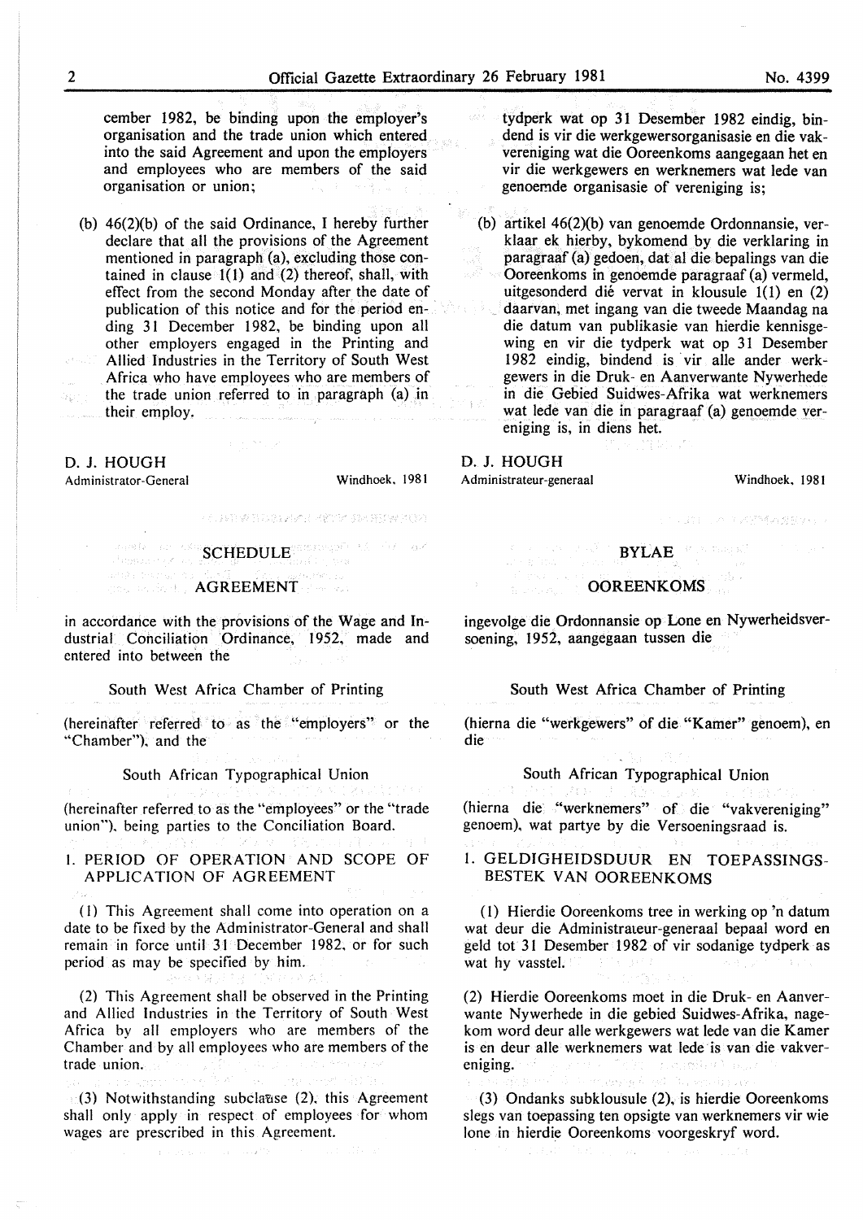cember 1982, be binding upon the employer's organisation and the trade union which entered into the said Agreement and upon the employers and employees who are members of the said organisation or union;

(b) 46(2)(b) of the said Ordinance, I hereby further declare that all the provisions of the Agreement mentioned in paragraph (a), excluding those contained in clause 1(1) and (2) thereof, shall, with effect from the second Monday after the date of publication of this notice and for the period ending 31 December 1982, be binding upon all other employers engaged in the Printing and Allied Industries in the Territory of South West Africa who have employees who are members of the trade union referred to in paragraph (a) in their employ.

D. J. HOUGH
Administrator-General

Windhoek, 1981

## SCHEDULE

## AGREEMENT

in accordance with the provisions of the Wage and Industrial Conciliation Ordinance, 1952, made and entered into between the

South West Africa Chamber of Printing

(hereinafter referred to as the "employers" or the "Chamber"), and the

South African Typographical Union

(hereinafter referred to as the "employees" or the "trade union"), being parties to the Conciliation Board.

### 1. PERIOD OF OPERATION AND SCOPE OF APPLICATION OF AGREEMENT

(1) This Agreement shall come into operation on a date to be fixed by the Administrator-General and shall remain in force until 31 December 1982, or for such period as may be specified by him.

(2) This Agreement shall be observed in the Printing and Allied Industries in the Territory of South West Africa by all employers who are members of the Chamber and by all employees who are members of the trade union.

(3) Notwithstanding subclause (2), this Agreement shall only apply in respect of employees for whom wages are prescribed in this Agreement.

tydperk wat op 31 Desember 1982 eindig, bindend is vir die werkgewersorganisasie en die vakvereniging wat die Ooreenkoms aangegaan het en vir die werkgewers en werknemers wat lede van genoemde organisasie of vereniging is;

(b) artikel 46(2)(b) van genoemde Ordonnansie, verklaar ek hierby, bykomend by die verklaring in paragraaf (a) gedoen, dat al die bepalings van die Ooreenkoms in genoemde paragraaf (a) vermeld, uitgesonderd dié vervat in klousule 1(1) en (2) daarvan, met ingang van die tweede Maandag na die datum van publikasie van hierdie kennisgewing en vir die tydperk wat op 31 Desember 1982 eindig, bindend is vir alle ander werkgewers in die Druk- en Aanverwante Nywerhede in die Gebied Suidwes-Afrika wat werknemers wat lede van die in paragraaf (a) genoemde vereniging is, in diens het.

D. J. HOUGH
Administrateur-generaal

Windhoek, 1981

## BYLAE

## OOREENKOMS

ingevolge die Ordonnansie op Lone en Nywerheidsversoening, 1952, aangegaan tussen die

South West Africa Chamber of Printing

(hierna die "werkgewers" of die "Kamer" genoem), en die

South African Typographical Union

(hierna die "werknemers" of die "vakvereniging" genoem), wat partye by die Versoeningsraad is.

### 1. GELDIGHEIDSDUUR EN TOEPASSINGSBESTEK VAN OOREENKOMS

(1) Hierdie Ooreenkoms tree in werking op 'n datum wat deur die Administrateur-generaal bepaal word en geld tot 31 Desember 1982 of vir sodanige tydperk as wat hy vasstel.

(2) Hierdie Ooreenkoms moet in die Druk- en Aanverwante Nywerhede in die gebied Suidwes-Afrika, nagekom word deur alle werkgewers wat lede van die Kamer is en deur alle werknemers wat lede is van die vakvereniging.

(3) Ondanks subklousule (2), is hierdie Ooreenkoms slegs van toepassing ten opsigte van werknemers vir wie lone in hierdie Ooreenkoms voorgeskryf word.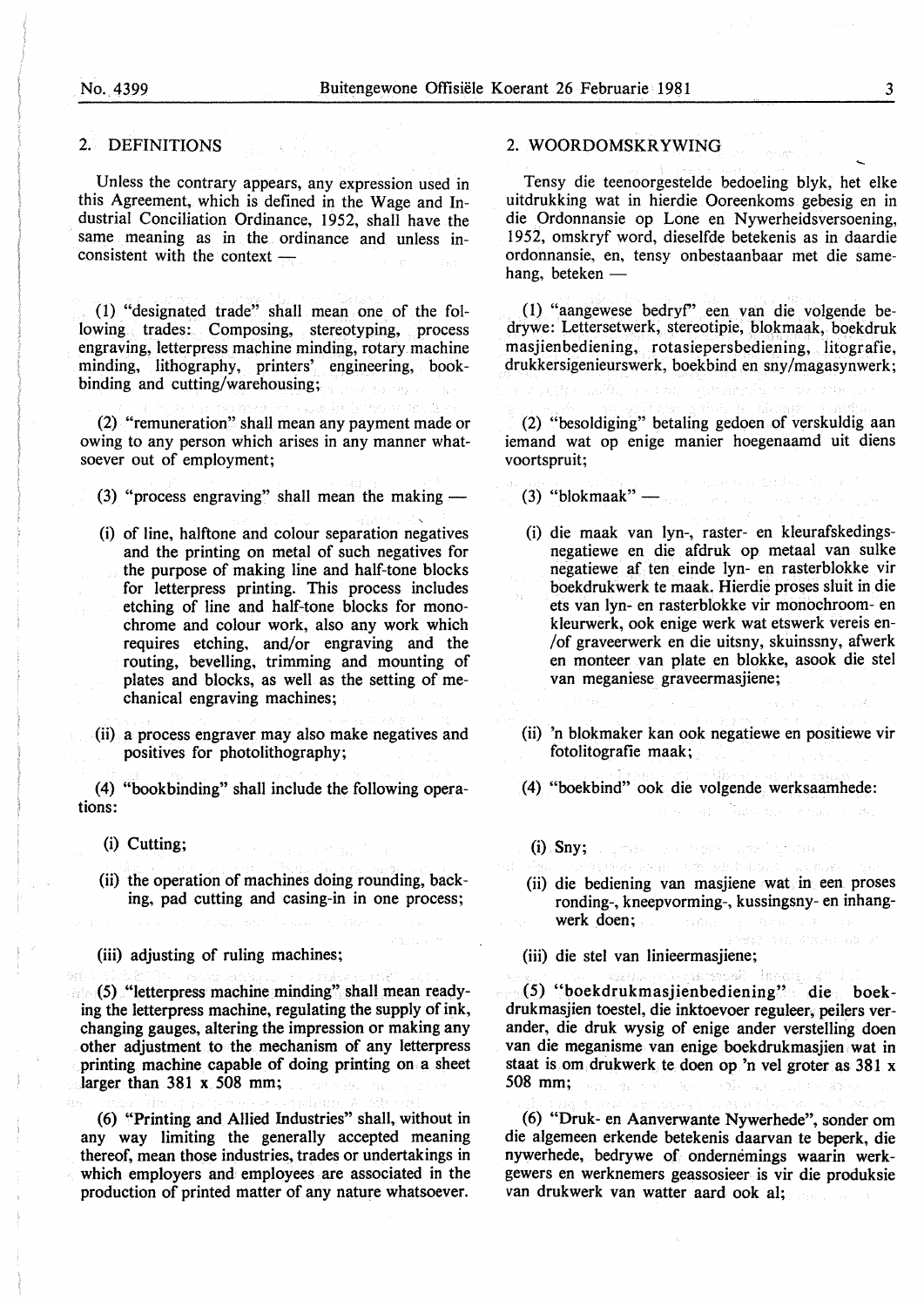## 2. DEFINITIONS

Unless the contrary appears, any expression used in this Agreement, which is defined in the Wage and Industrial Conciliation Ordinance, 1952, shall have the same meaning as in the ordinance and unless inconsistent with the context —

(1) "designated trade" shall mean one of the following trades: Composing, stereotyping, process engraving, letterpress machine minding, rotary machine minding, lithography, printers' engineering, bookbinding and cutting/warehousing;

(2) "remuneration" shall mean any payment made or owing to any person which arises in any manner whatsoever out of employment;

(3) "process engraving" shall mean the making —

(i) of line, halftone and colour separation negatives and the printing on metal of such negatives for the purpose of making line and half-tone blocks for letterpress printing. This process includes etching of line and half-tone blocks for monochrome and colour work, also any work which requires etching, and/or engraving and the routing, bevelling, trimming and mounting of plates and blocks, as well as the setting of mechanical engraving machines;

(ii) a process engraver may also make negatives and positives for photolithography;

(4) "bookbinding" shall include the following operations:

(i) Cutting;

(ii) the operation of machines doing rounding, backing, pad cutting and casing-in in one process;

(iii) adjusting of ruling machines;

(5) "letterpress machine minding" shall mean readying the letterpress machine, regulating the supply of ink, changing gauges, altering the impression or making any other adjustment to the mechanism of any letterpress printing machine capable of doing printing on a sheet larger than 381 x 508 mm;

(6) "Printing and Allied Industries" shall, without in any way limiting the generally accepted meaning thereof, mean those industries, trades or undertakings in which employers and employees are associated in the production of printed matter of any nature whatsoever.

## 2. WOORDOMSKRYWING

Tensy die teenoorgestelde bedoeling blyk, het elke uitdrukking wat in hierdie Ooreenkoms gebesig en in die Ordonnansie op Lone en Nywerheidsversoening, 1952, omskryf word, dieselfde betekenis as in daardie ordonnansie, en, tensy onbestaanbaar met die samehang, beteken —

(1) "aangewese bedryf" een van die volgende bedrywe: Lettersetwerk, stereotipie, blokmaak, boekdruk masjienbediening, rotasiepersbediening, litografie, drukkersigenieurswerk, boekbind en sny/magasynwerk;

(2) "besoldiging" betaling gedoen of verskuldig aan iemand wat op enige manier hoegenaamd uit diens voortspruit;

(3) "blokmaak" —

(i) die maak van lyn-, raster- en kleurafskedingsnegatiewe en die afdruk op metaal van sulke negatiewe af ten einde lyn- en rasterblokke vir boekdrukwerk te maak. Hierdie proses sluit in die ets van lyn- en rasterblokke vir monochroom- en kleurwerk, ook enige werk wat etswerk vereis en-/of graveerwerk en die uitsny, skuinssny, afwerk en monteer van plate en blokke, asook die stel van meganiese graveermasjiene;

(ii) 'n blokmaker kan ook negatiewe en positiewe vir fotolitografie maak;

(4) "boekbind" ook die volgende werksaamhede:

(i) Sny;

(ii) die bediening van masjiene wat in een proses ronding-, kneepvorming-, kussingsny- en inhangwerk doen;

(iii) die stel van linieermasjiene;

(5) "boekdrukmasjienbediening" die boekdrukmasjien toestel, die inktoevoer reguleer, peilers verander, die druk wysig of enige ander verstelling doen van die meganisme van enige boekdrukmasjien wat in staat is om drukwerk te doen op 'n vel groter as 381 x 508 mm;

(6) "Druk- en Aanverwante Nywerhede", sonder om die algemeen erkende betekenis daarvan te beperk, die nywerhede, bedrywe of ondernemings waarin werkgewers en werknemers geassosieer is vir die produksie van drukwerk van watter aard ook al;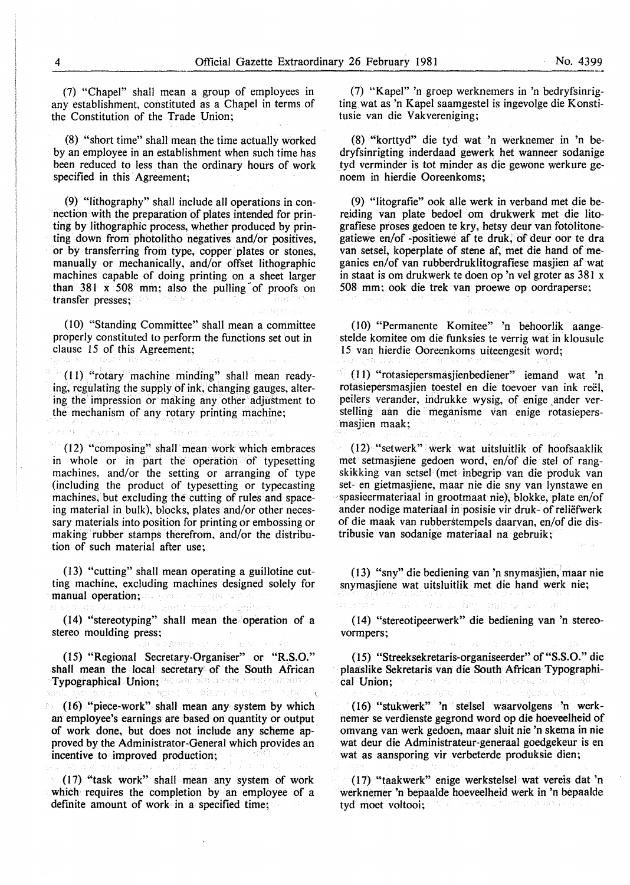(7) "Chapel" shall mean a group of employees in any establishment, constituted as a Chapel in terms of the Constitution of the Trade Union;

(8) "short time" shall mean the time actually worked by an employee in an establishment when such time has been reduced to less than the ordinary hours of work specified in this Agreement;

(9) "lithography" shall include all operations in connection with the preparation of plates intended for printing by lithographic process, whether produced by printing down from photolitho negatives and/or positives, or by transferring from type, copper plates or stones, manually or mechanically, and/or offset lithographic machines capable of doing printing on a sheet larger than 381 x 508 mm; also the pulling of proofs on transfer presses;

(10) "Standing Committee" shall mean a committee properly constituted to perform the functions set out in clause 15 of this Agreement;

(11) "rotary machine minding" shall mean readying, regulating the supply of ink, changing gauges, altering the impression or making any other adjustment to the mechanism of any rotary printing machine;

(12) "composing" shall mean work which embraces in whole or in part the operation of typesetting machines, and/or the setting or arranging of type (including the product of typesetting or typecasting machines, but excluding the cutting of rules and spacing material in bulk), blocks, plates and/or other necessary materials into position for printing or embossing or making rubber stamps therefrom, and/or the distribution of such material after use;

(13) "cutting" shall mean operating a guillotine cutting machine, excluding machines designed solely for manual operation;

(14) "stereotyping" shall mean the operation of a stereo moulding press;

(15) "Regional Secretary-Organiser" or "R.S.O." shall mean the local secretary of the South African Typographical Union;

(16) "piece-work" shall mean any system by which an employee's earnings are based on quantity or output of work done, but does not include any scheme approved by the Administrator-General which provides an incentive to improved production;

(17) "task work" shall mean any system of work which requires the completion by an employee of a definite amount of work in a specified time;

(7) "Kapel" 'n groep werknemers in 'n bedryfsinrigting wat as 'n Kapel saamgestel is ingevolge die Konstitusie van die Vakvereniging;

(8) "korttyd" die tyd wat 'n werknemer in 'n bedryfsinrigting inderdaad gewerk het wanneer sodanige tyd verminder is tot minder as die gewone werkure genoem in hierdie Ooreenkoms;

(9) "litografie" ook alle werk in verband met die bereiding van plate bedoel om drukwerk met die litografiese proses gedoen te kry, hetsy deur van fotolitonegatiewe en/of -positiewe af te druk, of deur oor te dra van setsel, koperplate of stene af, met die hand of meganies en/of van rubberdruklitografiese masjien af wat in staat is om drukwerk te doen op 'n vel groter as 381 x 508 mm; ook die trek van proewe op oordraperse;

(10) "Permanente Komitee" 'n behoorlik aangestelde komitee om die funksies te verrig wat in klousule 15 van hierdie Ooreenkoms uiteengesit word;

(11) "rotasiepersmasjienbediener" iemand wat 'n rotasiepersmasjien toestel en die toevoer van ink reël, peilers verander, indrukke wysig, of enige ander verstelling aan die meganisme van enige rotasiepersmasjien maak;

(12) "setwerk" werk wat uitsluitlik of hoofsaaklik met setmasjiene gedoen word, en/of die stel of rangskikking van setsel (met inbegrip van die produk van set- en gietmasjiene, maar nie die sny van lynstawe en spasieermateriaal in grootmaat nie), blokke, plate en/of ander nodige materiaal in posisie vir druk- of reliëfwerk of die maak van rubberstempels daarvan, en/of die distribusie van sodanige materiaal na gebruik;

(13) "sny" die bediening van 'n snymasjien, maar nie snymasjiene wat uitsluitlik met die hand werk nie;

(14) "stereotipeerwerk" die bediening van 'n stereovormpers;

(15) "Streeksekretaris-organiseerder" of "S.S.O." die plaaslike Sekretaris van die South African Typographical Union;

(16) "stukwerk" 'n stelsel waarvolgens 'n werknemer se verdienste gegrond word op die hoeveelheid of omvang van werk gedoen, maar sluit nie 'n skema in nie wat deur die Administrateur-generaal goedgekeur is en wat as aansporing vir verbeterde produksie dien;

(17) "taakwerk" enige werkstelsel wat vereis dat 'n werknemer 'n bepaalde hoeveelheid werk in 'n bepaalde tyd moet voltooi;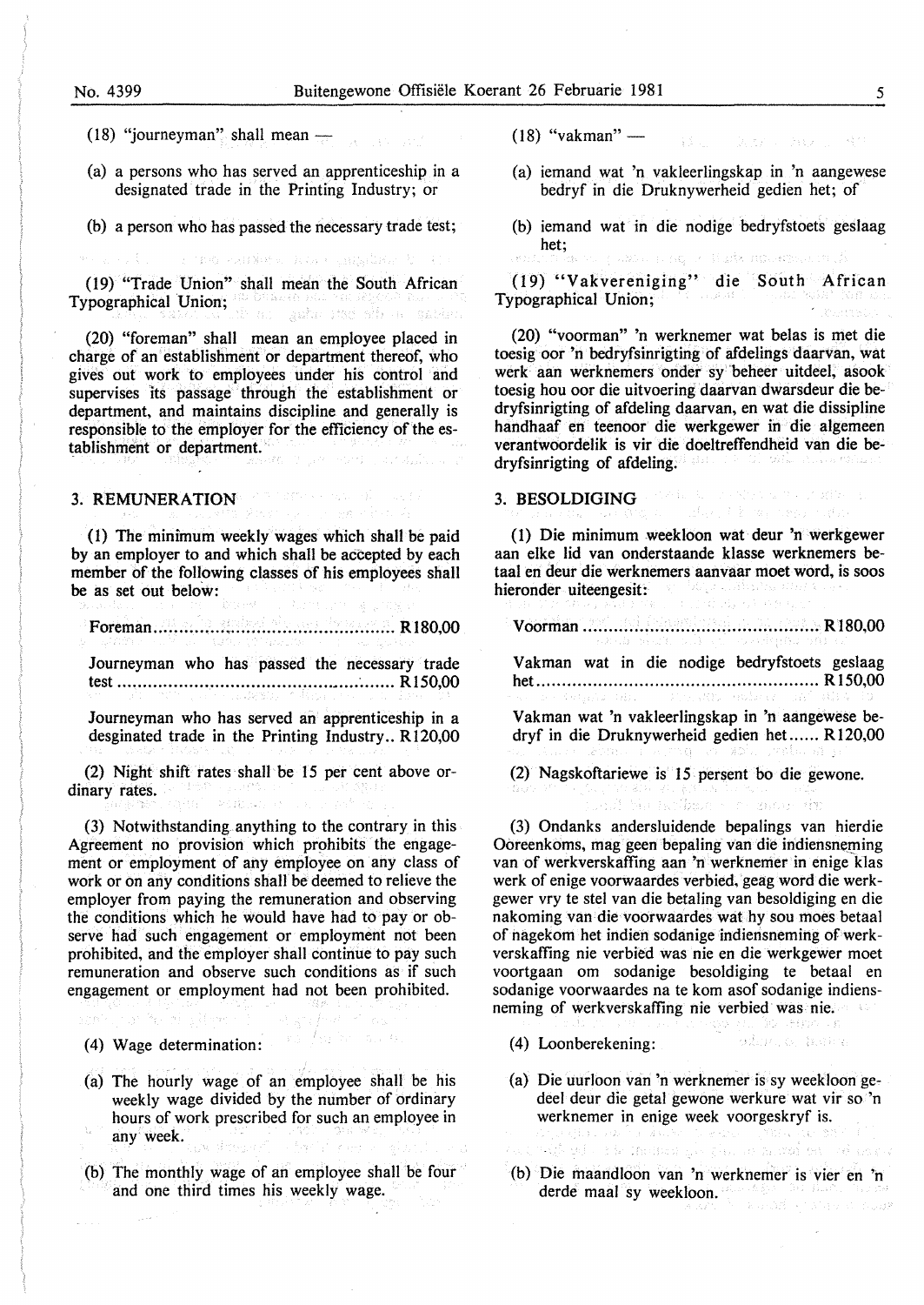(18) "journeyman" shall mean —

(a) a persons who has served an apprenticeship in a designated trade in the Printing Industry; or

(b) a person who has passed the necessary trade test;

(19) "Trade Union" shall mean the South African Typographical Union;

(20) "foreman" shall mean an employee placed in charge of an establishment or department thereof, who gives out work to employees under his control and supervises its passage through the establishment or department, and maintains discipline and generally is responsible to the employer for the efficiency of the establishment or department.

## 3. REMUNERATION

(1) The minimum weekly wages which shall be paid by an employer to and which shall be accepted by each member of the following classes of his employees shall be as set out below:

Foreman .............................................. R180,00

Journeyman who has passed the necessary trade test ...................................................... R150,00

Journeyman who has served an apprenticeship in a desginated trade in the Printing Industry.. R120,00

(2) Night shift rates shall be 15 per cent above ordinary rates.

(3) Notwithstanding anything to the contrary in this Agreement no provision which prohibits the engagement or employment of any employee on any class of work or on any conditions shall be deemed to relieve the employer from paying the remuneration and observing the conditions which he would have had to pay or observe had such engagement or employment not been prohibited, and the employer shall continue to pay such remuneration and observe such conditions as if such engagement or employment had not been prohibited.

(4) Wage determination:

(a) The hourly wage of an employee shall be his weekly wage divided by the number of ordinary hours of work prescribed for such an employee in any week.

(b) The monthly wage of an employee shall be four and one third times his weekly wage.

(18) "vakman" —

(a) iemand wat 'n vakleerlingskap in 'n aangewese bedryf in die Druknywerheid gedien het; of

(b) iemand wat in die nodige bedryfstoets geslaag het;

(19) "Vakvereniging" die South African Typographical Union;

(20) "voorman" 'n werknemer wat belas is met die toesig oor 'n bedryfsinrigting of afdelings daarvan, wat werk aan werknemers onder sy beheer uitdeel, asook toesig hou oor die uitvoering daarvan dwarsdeur die bedryfsinrigting of afdeling daarvan, en wat die dissipline handhaaf en teenoor die werkgewer in die algemeen verantwoordelik is vir die doeltreffendheid van die bedryfsinrigting of afdeling.

## 3. BESOLDIGING

(1) Die minimum weekloon wat deur 'n werkgewer aan elke lid van onderstaande klasse werknemers betaal en deur die werknemers aanvaar moet word, is soos hieronder uiteengesit:

Voorman .............................................. R180,00

Vakman wat in die nodige bedryfstoets geslaag het...................................................... R150,00

Vakman wat 'n vakleerlingskap in 'n aangewese bedryf in die Druknywerheid gedien het...... R120,00

(2) Nagskoftariewe is 15 persent bo die gewone.

(3) Ondanks andersluidende bepalings van hierdie Ooreenkoms, mag geen bepaling van die indiensneming van of werkverskaffing aan 'n werknemer in enige klas werk of enige voorwaardes verbied, geag word die werkgewer vry te stel van die betaling van besoldiging en die nakoming van die voorwaardes wat hy sou moes betaal of nagekom het indien sodanige indiensneming of werkverskaffing nie verbied was nie en die werkgewer moet voortgaan om sodanige besoldiging te betaal en sodanige voorwaardes na te kom asof sodanige indiensneming of werkverskaffing nie verbied was nie.

(4) Loonberekening:

(a) Die uurloon van 'n werknemer is sy weekloon gedeel deur die getal gewone werkure wat vir so 'n werknemer in enige week voorgeskryf is.

(b) Die maandloon van 'n werknemer is vier en 'n derde maal sy weekloon.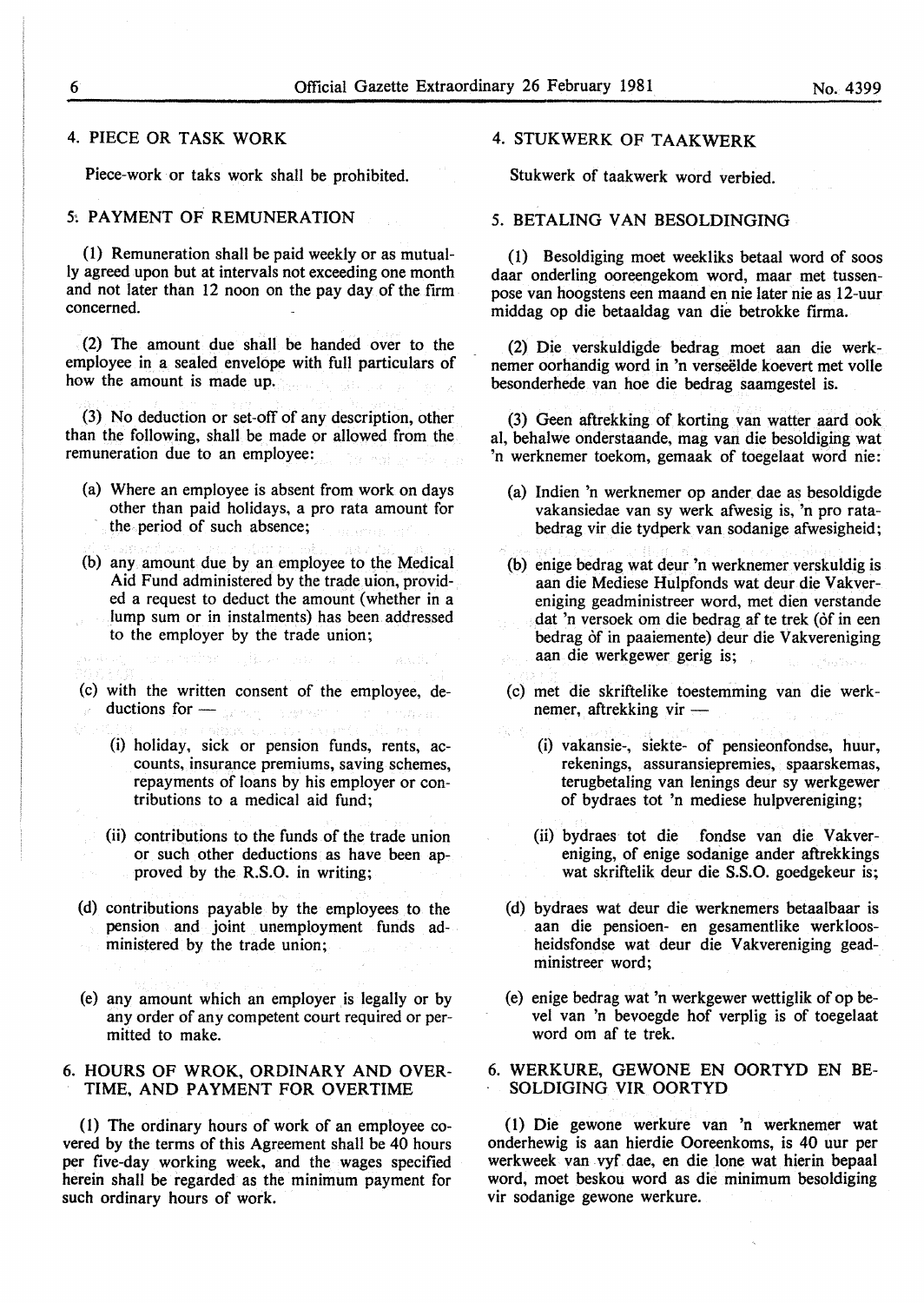## 4. PIECE OR TASK WORK

Piece-work or taks work shall be prohibited.

## 5. PAYMENT OF REMUNERATION

(1) Remuneration shall be paid weekly or as mutually agreed upon but at intervals not exceeding one month and not later than 12 noon on the pay day of the firm concerned.

(2) The amount due shall be handed over to the employee in a sealed envelope with full particulars of how the amount is made up.

(3) No deduction or set-off of any description, other than the following, shall be made or allowed from the remuneration due to an employee:

(a) Where an employee is absent from work on days other than paid holidays, a pro rata amount for the period of such absence;

(b) any amount due by an employee to the Medical Aid Fund administered by the trade uion, provided a request to deduct the amount (whether in a lump sum or in instalments) has been addressed to the employer by the trade union;

(c) with the written consent of the employee, deductions for —

(i) holiday, sick or pension funds, rents, accounts, insurance premiums, saving schemes, repayments of loans by his employer or contributions to a medical aid fund;

(ii) contributions to the funds of the trade union or such other deductions as have been approved by the R.S.O. in writing;

(d) contributions payable by the employees to the pension and joint unemployment funds administered by the trade union;

(e) any amount which an employer is legally or by any order of any competent court required or permitted to make.

## 6. HOURS OF WROK, ORDINARY AND OVERTIME, AND PAYMENT FOR OVERTIME

(1) The ordinary hours of work of an employee covered by the terms of this Agreement shall be 40 hours per five-day working week, and the wages specified herein shall be regarded as the minimum payment for such ordinary hours of work.

## 4. STUKWERK OF TAAKWERK

Stukwerk of taakwerk word verbied.

## 5. BETALING VAN BESOLDINGING

(1) Besoldiging moet weekliks betaal word of soos daar onderling ooreengekom word, maar met tussenpose van hoogstens een maand en nie later nie as 12-uur middag op die betaaldag van die betrokke firma.

(2) Die verskuldigde bedrag moet aan die werknemer oorhandig word in 'n verseëlde koevert met volle besonderhede van hoe die bedrag saamgestel is.

(3) Geen aftrekking of korting van watter aard ook al, behalwe onderstaande, mag van die besoldiging wat 'n werknemer toekom, gemaak of toegelaat word nie:

(a) Indien 'n werknemer op ander dae as besoldigde vakansiedae van sy werk afwesig is, 'n pro ratabedrag vir die tydperk van sodanige afwesigheid;

(b) enige bedrag wat deur 'n werknemer verskuldig is aan die Mediese Hulpfonds wat deur die Vakvereniging geadministreer word, met dien verstande dat 'n versoek om die bedrag af te trek (òf in een bedrag òf in paaiemente) deur die Vakvereniging aan die werkgewer gerig is;

(c) met die skriftelike toestemming van die werknemer, aftrekking vir —

(i) vakansie-, siekte- of pensieonfondse, huur, rekenings, assuransiepremies, spaarskemas, terugbetaling van lenings deur sy werkgewer of bydraes tot 'n mediese hulpvereniging;

(ii) bydraes tot die fondse van die Vakvereniging, of enige sodanige ander aftrekkings wat skriftelik deur die S.S.O. goedgekeur is;

(d) bydraes wat deur die werknemers betaalbaar is aan die pensioen- en gesamentlike werkloosheidsfondse wat deur die Vakvereniging geadministreer word;

(e) enige bedrag wat 'n werkgewer wettiglik of op bevel van 'n bevoegde hof verplig is of toegelaat word om af te trek.

## 6. WERKURE, GEWONE EN OORTYD EN BESOLDIGING VIR OORTYD

(1) Die gewone werkure van 'n werknemer wat onderhewig is aan hierdie Ooreenkoms, is 40 uur per werkweek van vyf dae, en die lone wat hierin bepaal word, moet beskou word as die minimum besoldiging vir sodanige gewone werkure.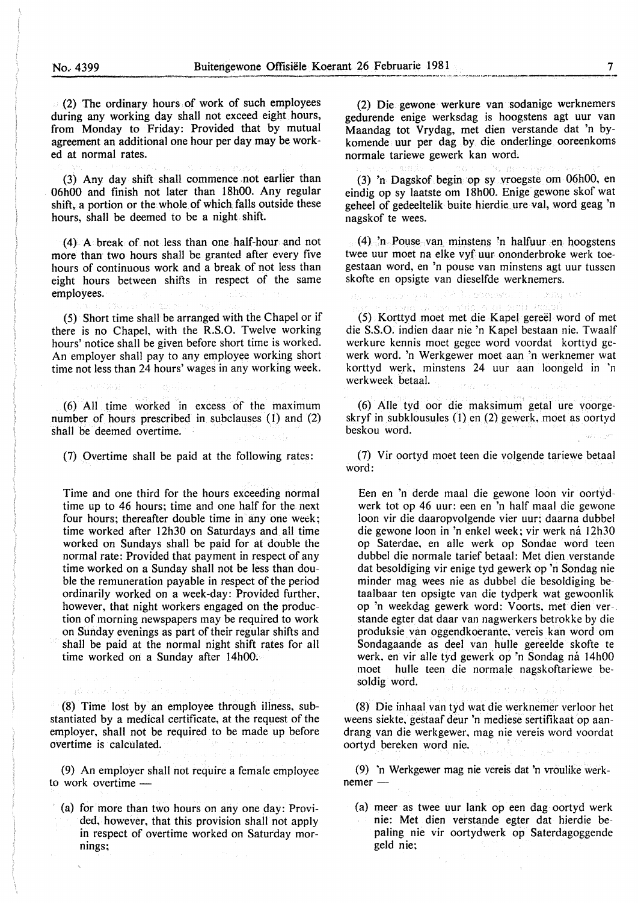(2) The ordinary hours of work of such employees during any working day shall not exceed eight hours, from Monday to Friday: Provided that by mutual agreement an additional one hour per day may be worked at normal rates.

(3) Any day shift shall commence not earlier than 06h00 and finish not later than 18h00. Any regular shift, a portion or the whole of which falls outside these hours, shall be deemed to be a night shift.

(4) A break of not less than one half-hour and not more than two hours shall be granted after every five hours of continuous work and a break of not less than eight hours between shifts in respect of the same employees.

(5) Short time shall be arranged with the Chapel or if there is no Chapel, with the R.S.O. Twelve working hours' notice shall be given before short time is worked. An employer shall pay to any employee working short time not less than 24 hours' wages in any working week.

(6) All time worked in excess of the maximum number of hours prescribed in subclauses (1) and (2) shall be deemed overtime.

(7) Overtime shall be paid at the following rates:

Time and one third for the hours exceeding normal time up to 46 hours; time and one half for the next four hours; thereafter double time in any one week; time worked after 12h30 on Saturdays and all time worked on Sundays shall be paid for at double the normal rate: Provided that payment in respect of any time worked on a Sunday shall not be less than double the remuneration payable in respect of the period ordinarily worked on a week-day: Provided further, however, that night workers engaged on the production of morning newspapers may be required to work on Sunday evenings as part of their regular shifts and shall be paid at the normal night shift rates for all time worked on a Sunday after 14h00.

(8) Time lost by an employee through illness, substantiated by a medical certificate, at the request of the employer, shall not be required to be made up before overtime is calculated.

(9) An employer shall not require a female employee to work overtime —

(a) for more than two hours on any one day: Provided, however, that this provision shall not apply in respect of overtime worked on Saturday mornings;

(2) Die gewone werkure van sodanige werknemers gedurende enige werksdag is hoogstens agt uur van Maandag tot Vrydag, met dien verstande dat 'n bykomende uur per dag by die onderlinge ooreenkoms normale tariewe gewerk kan word.

(3) 'n Dagskof begin op sy vroegste om 06h00, en eindig op sy laatste om 18h00. Enige gewone skof wat geheel of gedeeltelik buite hierdie ure val, word geag 'n nagskof te wees.

(4) 'n Pouse van minstens 'n halfuur en hoogstens twee uur moet na elke vyf uur ononderbroke werk toegestaan word, en 'n pouse van minstens agt uur tussen skofte en opsigte van dieselfde werknemers.

(5) Korttyd moet met die Kapel gereël word of met die S.S.O. indien daar nie 'n Kapel bestaan nie. Twaalf werkure kennis moet gegee word voordat korttyd gewerk word. 'n Werkgewer moet aan 'n werknemer wat korttyd werk, minstens 24 uur aan loongeld in 'n werkweek betaal.

(6) Alle tyd oor die maksimum getal ure voorgeskryf in subklousules (1) en (2) gewerk, moet as oortyd beskou word.

(7) Vir oortyd moet teen die volgende tariewe betaal word:

Een en 'n derde maal die gewone loon vir oortydwerk tot op 46 uur: een en 'n half maal die gewone loon vir die daaropvolgende vier uur; daarna dubbel die gewone loon in 'n enkel week; vir werk ná 12h30 op Saterdae, en alle werk op Sondae word teen dubbel die normale tarief betaal: Met dien verstande dat besoldiging vir enige tyd gewerk op 'n Sondag nie minder mag wees nie as dubbel die besoldiging betaalbaar ten opsigte van die tydperk wat gewoonlik op 'n weekdag gewerk word: Voorts, met dien verstande egter dat daar van nagwerkers betrokke by die produksie van oggendkoerante, vereis kan word om Sondagaande as deel van hulle gereelde skofte te werk, en vir alle tyd gewerk op 'n Sondag ná 14h00 moet hulle teen die normale nagskoftariewe besoldig word.

(8) Die inhaal van tyd wat die werknemer verloor het weens siekte, gestaaf deur 'n mediese sertifikaat op aandrang van die werkgewer, mag nie vereis word voordat oortyd bereken word nie.

(9) 'n Werkgewer mag nie vereis dat 'n vroulike werknemer —

(a) meer as twee uur lank op een dag oortyd werk nie: Met dien verstande egter dat hierdie bepaling nie vir oortydwerk op Saterdagoggende geld nie;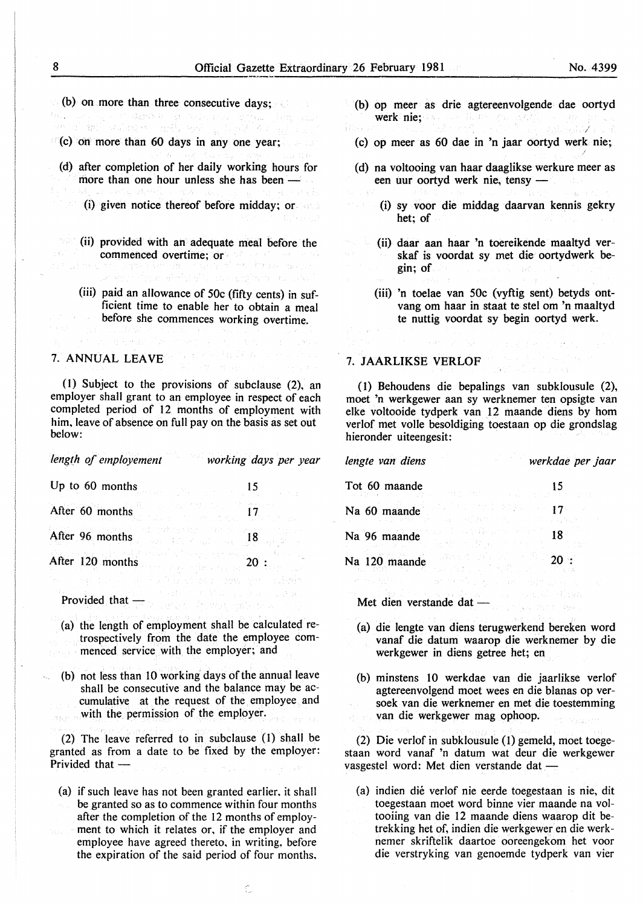(b) on more than three consecutive days;

(c) on more than 60 days in any one year;

(d) after completion of her daily working hours for more than one hour unless she has been —

(i) given notice thereof before midday; or

(ii) provided with an adequate meal before the commenced overtime; or

(iii) paid an allowance of 50c (fifty cents) in sufficient time to enable her to obtain a meal before she commences working overtime.

7. ANNUAL LEAVE

(1) Subject to the provisions of subclause (2), an employer shall grant to an employee in respect of each completed period of 12 months of employment with him, leave of absence on full pay on the basis as set out below:

| *length of employement* | *working days per year* |
|---|---|
| Up to 60 months | 15 |
| After 60 months | 17 |
| After 96 months | 18 |
| After 120 months | 20 : |

Provided that —

(a) the length of employment shall be calculated retrospectively from the date the employee commenced service with the employer; and

(b) not less than 10 working days of the annual leave shall be consecutive and the balance may be accumulative at the request of the employee and with the permission of the employer.

(2) The leave referred to in subclause (1) shall be granted as from a date to be fixed by the employer: Privided that —

(a) if such leave has not been granted earlier, it shall be granted so as to commence within four months after the completion of the 12 months of employment to which it relates or, if the employer and employee have agreed thereto, in writing, before the expiration of the said period of four months,

(b) op meer as drie agtereenvolgende dae oortyd werk nie;

(c) op meer as 60 dae in 'n jaar oortyd werk nie;

(d) na voltooing van haar daaglikse werkure meer as een uur oortyd werk nie, tensy —

(i) sy voor die middag daarvan kennis gekry het; of

(ii) daar aan haar 'n toereikende maaltyd verskaf is voordat sy met die oortydwerk begin; of

(iii) 'n toelae van 50c (vyftig sent) betyds ontvang om haar in staat te stel om 'n maaltyd te nuttig voordat sy begin oortyd werk.

7. JAARLIKSE VERLOF

(1) Behoudens die bepalings van subklousule (2), moet 'n werkgewer aan sy werknemer ten opsigte van elke voltooide tydperk van 12 maande diens by hom verlof met volle besoldiging toestaan op die grondslag hieronder uiteengesit:

| *lengte van diens* | *werkdae per jaar* |
|---|---|
| Tot 60 maande | 15 |
| Na 60 maande | 17 |
| Na 96 maande | 18 |
| Na 120 maande | 20 : |

Met dien verstande dat —

(a) die lengte van diens terugwerkend bereken word vanaf die datum waarop die werknemer by die werkgewer in diens getree het; en

(b) minstens 10 werkdae van die jaarlikse verlof agtereenvolgend moet wees en die blanas op versoek van die werknemer en met die toestemming van die werkgewer mag ophoop.

(2) Die verlof in subklousule (1) gemeld, moet toegestaan word vanaf 'n datum wat deur die werkgewer vasgestel word: Met dien verstande dat —

(a) indien dié verlof nie eerde toegestaan is nie, dit toegestaan moet word binne vier maande na voltooiing van die 12 maande diens waarop dit betrekking het of, indien die werkgewer en die werknemer skriftelik daartoe ooreengekom het voor die verstryking van genoemde tydperk van vier